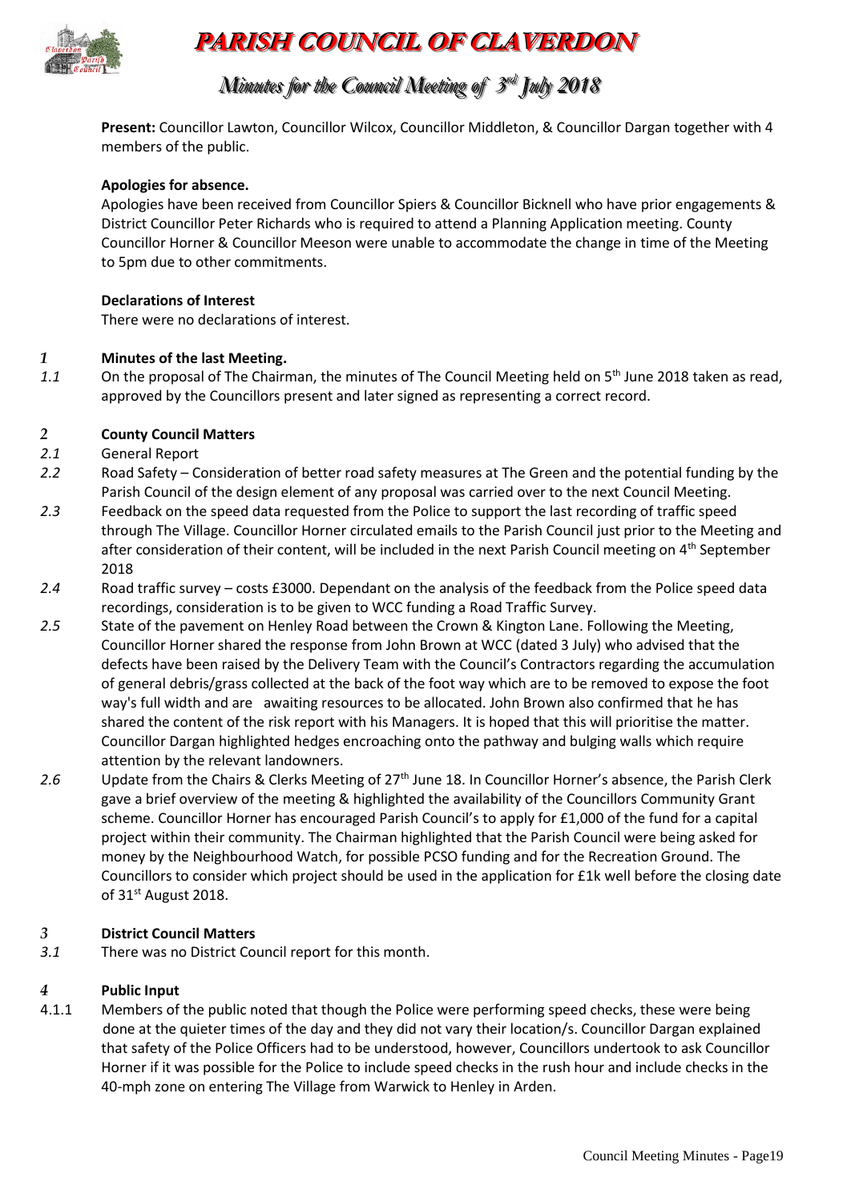# PARISH COUNCIL OF CLAVERDON

## Minutes for the Council Meeting of 3rd July 2018

**Present:** Councillor Lawton, Councillor Wilcox, Councillor Middleton, & Councillor Dargan together with 4 members of the public.

**Apologies for absence.**

Apologies have been received from Councillor Spiers & Councillor Bicknell who have prior engagements & District Councillor Peter Richards who is required to attend a Planning Application meeting. County Councillor Horner & Councillor Meeson were unable to accommodate the change in time of the Meeting to 5pm due to other commitments.

**Declarations of Interest**

There were no declarations of interest.

*1* **Minutes of the last Meeting.**

*1.1* On the proposal of The Chairman, the minutes of The Council Meeting held on 5th June 2018 taken as read, approved by the Councillors present and later signed as representing a correct record.

*2* **County Council Matters**

*2.1* General Report

*2.2* Road Safety – Consideration of better road safety measures at The Green and the potential funding by the Parish Council of the design element of any proposal was carried over to the next Council Meeting.

*2.3* Feedback on the speed data requested from the Police to support the last recording of traffic speed through The Village. Councillor Horner circulated emails to the Parish Council just prior to the Meeting and after consideration of their content, will be included in the next Parish Council meeting on 4th September 2018

*2.4* Road traffic survey – costs £3000. Dependant on the analysis of the feedback from the Police speed data recordings, consideration is to be given to WCC funding a Road Traffic Survey.

*2.5* State of the pavement on Henley Road between the Crown & Kington Lane. Following the Meeting, Councillor Horner shared the response from John Brown at WCC (dated 3 July) who advised that the defects have been raised by the Delivery Team with the Council's Contractors regarding the accumulation of general debris/grass collected at the back of the foot way which are to be removed to expose the foot way's full width and are awaiting resources to be allocated. John Brown also confirmed that he has shared the content of the risk report with his Managers. It is hoped that this will prioritise the matter. Councillor Dargan highlighted hedges encroaching onto the pathway and bulging walls which require attention by the relevant landowners.

*2.6* Update from the Chairs & Clerks Meeting of 27th June 18. In Councillor Horner's absence, the Parish Clerk gave a brief overview of the meeting & highlighted the availability of the Councillors Community Grant scheme. Councillor Horner has encouraged Parish Council's to apply for £1,000 of the fund for a capital project within their community. The Chairman highlighted that the Parish Council were being asked for money by the Neighbourhood Watch, for possible PCSO funding and for the Recreation Ground. The Councillors to consider which project should be used in the application for £1k well before the closing date of 31st August 2018.

*3* **District Council Matters**

*3.1* There was no District Council report for this month.

*4* **Public Input**

4.1.1 Members of the public noted that though the Police were performing speed checks, these were being done at the quieter times of the day and they did not vary their location/s. Councillor Dargan explained that safety of the Police Officers had to be understood, however, Councillors undertook to ask Councillor Horner if it was possible for the Police to include speed checks in the rush hour and include checks in the 40-mph zone on entering The Village from Warwick to Henley in Arden.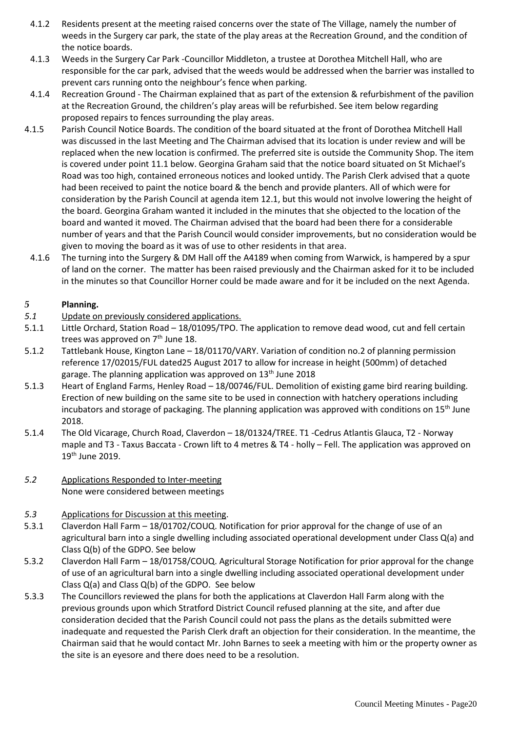4.1.2 Residents present at the meeting raised concerns over the state of The Village, namely the number of weeds in the Surgery car park, the state of the play areas at the Recreation Ground, and the condition of the notice boards.

4.1.3 Weeds in the Surgery Car Park -Councillor Middleton, a trustee at Dorothea Mitchell Hall, who are responsible for the car park, advised that the weeds would be addressed when the barrier was installed to prevent cars running onto the neighbour's fence when parking.

4.1.4 Recreation Ground - The Chairman explained that as part of the extension & refurbishment of the pavilion at the Recreation Ground, the children's play areas will be refurbished. See item below regarding proposed repairs to fences surrounding the play areas.

4.1.5 Parish Council Notice Boards. The condition of the board situated at the front of Dorothea Mitchell Hall was discussed in the last Meeting and The Chairman advised that its location is under review and will be replaced when the new location is confirmed. The preferred site is outside the Community Shop. The item is covered under point 11.1 below. Georgina Graham said that the notice board situated on St Michael's Road was too high, contained erroneous notices and looked untidy. The Parish Clerk advised that a quote had been received to paint the notice board & the bench and provide planters. All of which were for consideration by the Parish Council at agenda item 12.1, but this would not involve lowering the height of the board. Georgina Graham wanted it included in the minutes that she objected to the location of the board and wanted it moved. The Chairman advised that the board had been there for a considerable number of years and that the Parish Council would consider improvements, but no consideration would be given to moving the board as it was of use to other residents in that area.

4.1.6 The turning into the Surgery & DM Hall off the A4189 when coming from Warwick, is hampered by a spur of land on the corner. The matter has been raised previously and the Chairman asked for it to be included in the minutes so that Councillor Horner could be made aware and for it be included on the next Agenda.

## 5 Planning.

*5.1* Update on previously considered applications.

5.1.1 Little Orchard, Station Road – 18/01095/TPO. The application to remove dead wood, cut and fell certain trees was approved on 7th June 18.

5.1.2 Tattlebank House, Kington Lane – 18/01170/VARY. Variation of condition no.2 of planning permission reference 17/02015/FUL dated25 August 2017 to allow for increase in height (500mm) of detached garage. The planning application was approved on 13th June 2018

5.1.3 Heart of England Farms, Henley Road – 18/00746/FUL. Demolition of existing game bird rearing building. Erection of new building on the same site to be used in connection with hatchery operations including incubators and storage of packaging. The planning application was approved with conditions on 15th June 2018.

5.1.4 The Old Vicarage, Church Road, Claverdon – 18/01324/TREE. T1 -Cedrus Atlantis Glauca, T2 - Norway maple and T3 - Taxus Baccata - Crown lift to 4 metres & T4 - holly – Fell. The application was approved on 19th June 2019.

*5.2* Applications Responded to Inter-meeting
None were considered between meetings

*5.3* Applications for Discussion at this meeting.

5.3.1 Claverdon Hall Farm – 18/01702/COUQ. Notification for prior approval for the change of use of an agricultural barn into a single dwelling including associated operational development under Class Q(a) and Class Q(b) of the GDPO. See below

5.3.2 Claverdon Hall Farm – 18/01758/COUQ. Agricultural Storage Notification for prior approval for the change of use of an agricultural barn into a single dwelling including associated operational development under Class Q(a) and Class Q(b) of the GDPO. See below

5.3.3 The Councillors reviewed the plans for both the applications at Claverdon Hall Farm along with the previous grounds upon which Stratford District Council refused planning at the site, and after due consideration decided that the Parish Council could not pass the plans as the details submitted were inadequate and requested the Parish Clerk draft an objection for their consideration. In the meantime, the Chairman said that he would contact Mr. John Barnes to seek a meeting with him or the property owner as the site is an eyesore and there does need to be a resolution.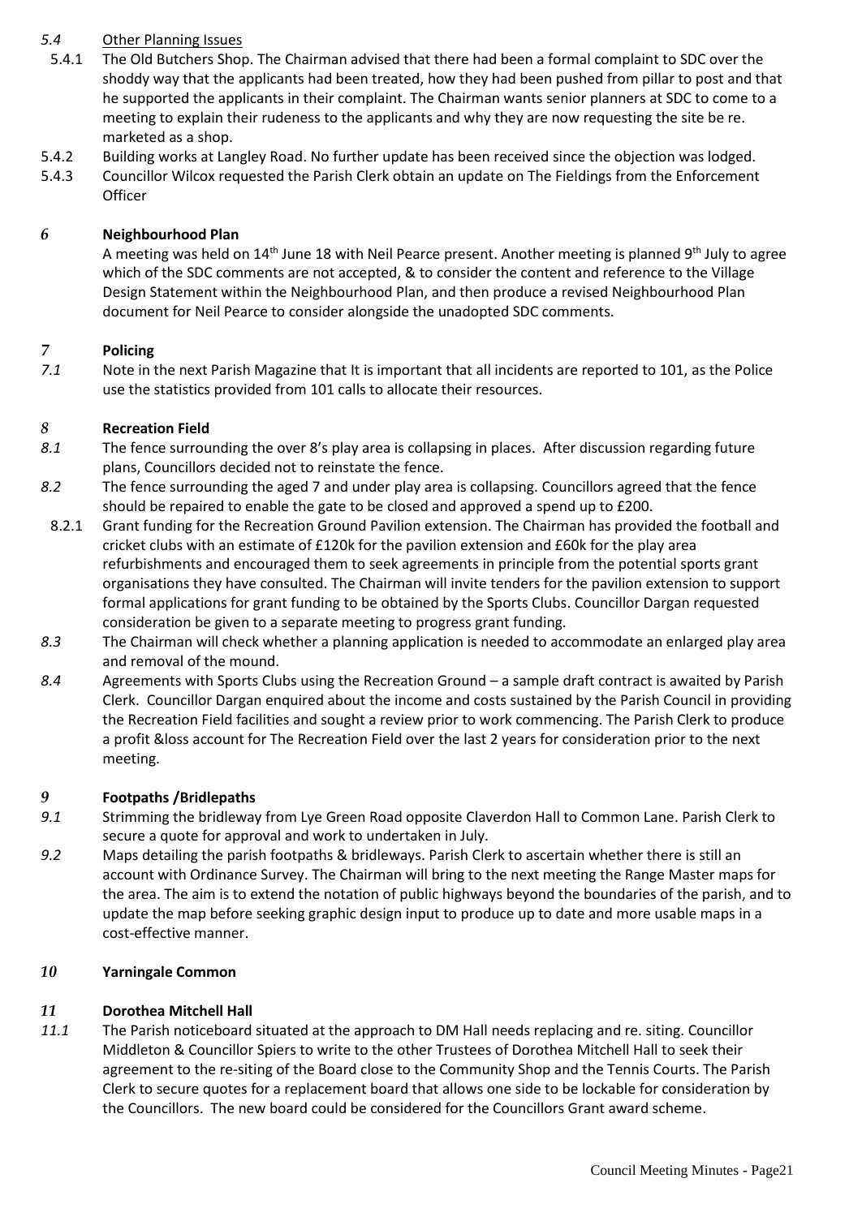*5.4* Other Planning Issues

5.4.1 The Old Butchers Shop. The Chairman advised that there had been a formal complaint to SDC over the shoddy way that the applicants had been treated, how they had been pushed from pillar to post and that he supported the applicants in their complaint. The Chairman wants senior planners at SDC to come to a meeting to explain their rudeness to the applicants and why they are now requesting the site be re. marketed as a shop.

5.4.2 Building works at Langley Road. No further update has been received since the objection was lodged.

5.4.3 Councillor Wilcox requested the Parish Clerk obtain an update on The Fieldings from the Enforcement Officer

## *6* Neighbourhood Plan

A meeting was held on 14th June 18 with Neil Pearce present. Another meeting is planned 9th July to agree which of the SDC comments are not accepted, & to consider the content and reference to the Village Design Statement within the Neighbourhood Plan, and then produce a revised Neighbourhood Plan document for Neil Pearce to consider alongside the unadopted SDC comments.

## *7* Policing

*7.1* Note in the next Parish Magazine that It is important that all incidents are reported to 101, as the Police use the statistics provided from 101 calls to allocate their resources.

## *8* Recreation Field

*8.1* The fence surrounding the over 8's play area is collapsing in places. After discussion regarding future plans, Councillors decided not to reinstate the fence.

*8.2* The fence surrounding the aged 7 and under play area is collapsing. Councillors agreed that the fence should be repaired to enable the gate to be closed and approved a spend up to £200.

8.2.1 Grant funding for the Recreation Ground Pavilion extension. The Chairman has provided the football and cricket clubs with an estimate of £120k for the pavilion extension and £60k for the play area refurbishments and encouraged them to seek agreements in principle from the potential sports grant organisations they have consulted. The Chairman will invite tenders for the pavilion extension to support formal applications for grant funding to be obtained by the Sports Clubs. Councillor Dargan requested consideration be given to a separate meeting to progress grant funding.

*8.3* The Chairman will check whether a planning application is needed to accommodate an enlarged play area and removal of the mound.

*8.4* Agreements with Sports Clubs using the Recreation Ground – a sample draft contract is awaited by Parish Clerk. Councillor Dargan enquired about the income and costs sustained by the Parish Council in providing the Recreation Field facilities and sought a review prior to work commencing. The Parish Clerk to produce a profit &loss account for The Recreation Field over the last 2 years for consideration prior to the next meeting.

## *9* Footpaths /Bridlepaths

*9.1* Strimming the bridleway from Lye Green Road opposite Claverdon Hall to Common Lane. Parish Clerk to secure a quote for approval and work to undertaken in July.

*9.2* Maps detailing the parish footpaths & bridleways. Parish Clerk to ascertain whether there is still an account with Ordinance Survey. The Chairman will bring to the next meeting the Range Master maps for the area. The aim is to extend the notation of public highways beyond the boundaries of the parish, and to update the map before seeking graphic design input to produce up to date and more usable maps in a cost-effective manner.

## *10* Yarningale Common

## *11* Dorothea Mitchell Hall

*11.1* The Parish noticeboard situated at the approach to DM Hall needs replacing and re. siting. Councillor Middleton & Councillor Spiers to write to the other Trustees of Dorothea Mitchell Hall to seek their agreement to the re-siting of the Board close to the Community Shop and the Tennis Courts. The Parish Clerk to secure quotes for a replacement board that allows one side to be lockable for consideration by the Councillors. The new board could be considered for the Councillors Grant award scheme.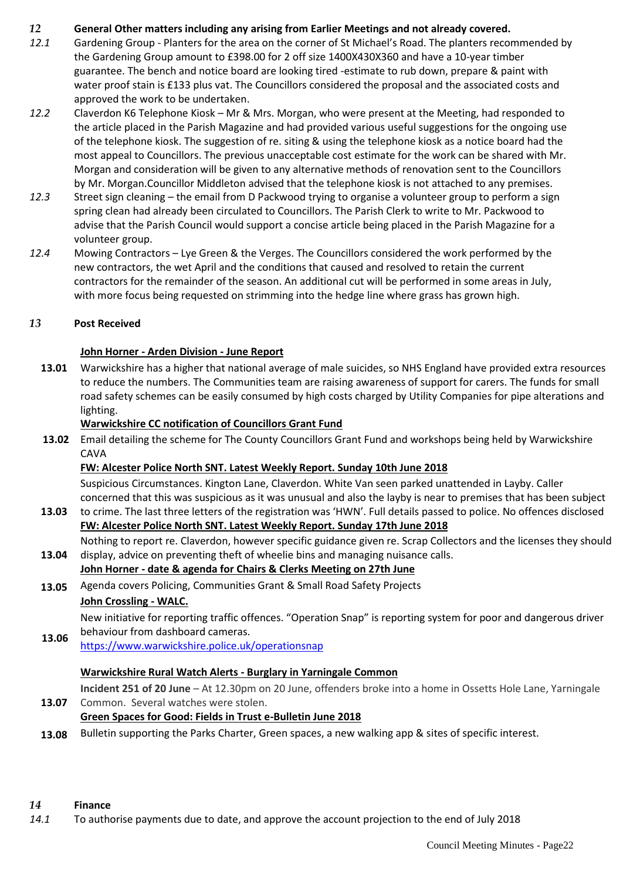*12* **General Other matters including any arising from Earlier Meetings and not already covered.**

*12.1* Gardening Group - Planters for the area on the corner of St Michael's Road. The planters recommended by the Gardening Group amount to £398.00 for 2 off size 1400X430X360 and have a 10-year timber guarantee. The bench and notice board are looking tired -estimate to rub down, prepare & paint with water proof stain is £133 plus vat. The Councillors considered the proposal and the associated costs and approved the work to be undertaken.

*12.2* Claverdon K6 Telephone Kiosk – Mr & Mrs. Morgan, who were present at the Meeting, had responded to the article placed in the Parish Magazine and had provided various useful suggestions for the ongoing use of the telephone kiosk. The suggestion of re. siting & using the telephone kiosk as a notice board had the most appeal to Councillors. The previous unacceptable cost estimate for the work can be shared with Mr. Morgan and consideration will be given to any alternative methods of renovation sent to the Councillors by Mr. Morgan.Councillor Middleton advised that the telephone kiosk is not attached to any premises.

*12.3* Street sign cleaning – the email from D Packwood trying to organise a volunteer group to perform a sign spring clean had already been circulated to Councillors. The Parish Clerk to write to Mr. Packwood to advise that the Parish Council would support a concise article being placed in the Parish Magazine for a volunteer group.

*12.4* Mowing Contractors – Lye Green & the Verges. The Councillors considered the work performed by the new contractors, the wet April and the conditions that caused and resolved to retain the current contractors for the remainder of the season. An additional cut will be performed in some areas in July, with more focus being requested on strimming into the hedge line where grass has grown high.

*13* **Post Received**

**John Horner - Arden Division - June Report**

**13.01** Warwickshire has a higher that national average of male suicides, so NHS England have provided extra resources to reduce the numbers. The Communities team are raising awareness of support for carers. The funds for small road safety schemes can be easily consumed by high costs charged by Utility Companies for pipe alterations and lighting.

**Warwickshire CC notification of Councillors Grant Fund**

**13.02** Email detailing the scheme for The County Councillors Grant Fund and workshops being held by Warwickshire CAVA

**FW: Alcester Police North SNT. Latest Weekly Report. Sunday 10th June 2018**

**13.03** Suspicious Circumstances. Kington Lane, Claverdon. White Van seen parked unattended in Layby. Caller concerned that this was suspicious as it was unusual and also the layby is near to premises that has been subject to crime. The last three letters of the registration was 'HWN'. Full details passed to police. No offences disclosed

**FW: Alcester Police North SNT. Latest Weekly Report. Sunday 17th June 2018**

**13.04** Nothing to report re. Claverdon, however specific guidance given re. Scrap Collectors and the licenses they should display, advice on preventing theft of wheelie bins and managing nuisance calls.

**John Horner - date & agenda for Chairs & Clerks Meeting on 27th June**

**13.05** Agenda covers Policing, Communities Grant & Small Road Safety Projects

**John Crossling - WALC.**

**13.06** New initiative for reporting traffic offences. "Operation Snap" is reporting system for poor and dangerous driver behaviour from dashboard cameras.
https://www.warwickshire.police.uk/operationsnap

**Warwickshire Rural Watch Alerts - Burglary in Yarningale Common**

**13.07** **Incident 251 of 20 June** – At 12.30pm on 20 June, offenders broke into a home in Ossetts Hole Lane, Yarningale Common. Several watches were stolen.

**Green Spaces for Good: Fields in Trust e-Bulletin June 2018**

**13.08** Bulletin supporting the Parks Charter, Green spaces, a new walking app & sites of specific interest.

*14* **Finance**

*14.1* To authorise payments due to date, and approve the account projection to the end of July 2018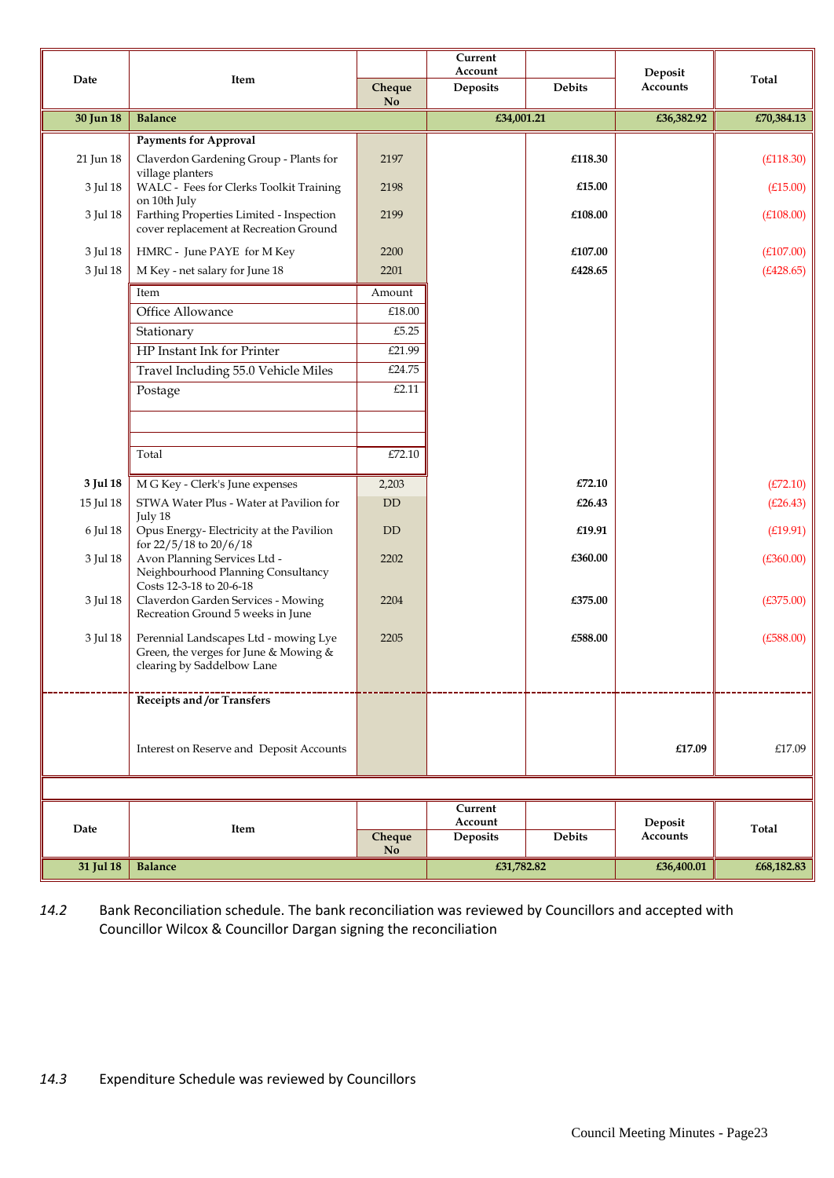| Date | Item | Cheque No | Current Account Deposits | Debits | Deposit Accounts | Total |
|---|---|---|---|---|---|---|
| **30 Jun 18** | **Balance** | | **£34,001.21** | | **£36,382.92** | **£70,384.13** |
| | **Payments for Approval** | | | | | |
| 21 Jun 18 | Claverdon Gardening Group - Plants for village planters | 2197 | | **£118.30** | | (£118.30) |
| 3 Jul 18 | WALC - Fees for Clerks Toolkit Training on 10th July | 2198 | | **£15.00** | | (£15.00) |
| 3 Jul 18 | Farthing Properties Limited - Inspection cover replacement at Recreation Ground | 2199 | | **£108.00** | | (£108.00) |
| 3 Jul 18 | HMRC - June PAYE for M Key | 2200 | | **£107.00** | | (£107.00) |
| 3 Jul 18 | M Key - net salary for June 18 | 2201 | | **£428.65** | | (£428.65) |
| **3 Jul 18** | M G Key - Clerk's June expenses | 2,203 | | **£72.10** | | (£72.10) |
| 15 Jul 18 | STWA Water Plus - Water at Pavilion for July 18 | DD | | **£26.43** | | (£26.43) |
| 6 Jul 18 | Opus Energy- Electricity at the Pavilion for 22/5/18 to 20/6/18 | DD | | **£19.91** | | (£19.91) |
| 3 Jul 18 | Avon Planning Services Ltd - Neighbourhood Planning Consultancy Costs 12-3-18 to 20-6-18 | 2202 | | **£360.00** | | (£360.00) |
| 3 Jul 18 | Claverdon Garden Services - Mowing Recreation Ground 5 weeks in June | 2204 | | **£375.00** | | (£375.00) |
| 3 Jul 18 | Perennial Landscapes Ltd - mowing Lye Green, the verges for June & Mowing & clearing by Saddelbow Lane | 2205 | | **£588.00** | | (£588.00) |
| | **Receipts and /or Transfers** | | | | | |
| | Interest on Reserve and Deposit Accounts | | | | **£17.09** | £17.09 |
| **31 Jul 18** | **Balance** | | **£31,782.82** | | **£36,400.01** | **£68,182.83** |

Clerk's June expenses breakdown:

| Item | Amount |
|---|---|
| Office Allowance | £18.00 |
| Stationary | £5.25 |
| HP Instant Ink for Printer | £21.99 |
| Travel Including 55.0 Vehicle Miles | £24.75 |
| Postage | £2.11 |
| | |
| | |
| Total | £72.10 |

*14.2* Bank Reconciliation schedule. The bank reconciliation was reviewed by Councillors and accepted with Councillor Wilcox & Councillor Dargan signing the reconciliation

*14.3* Expenditure Schedule was reviewed by Councillors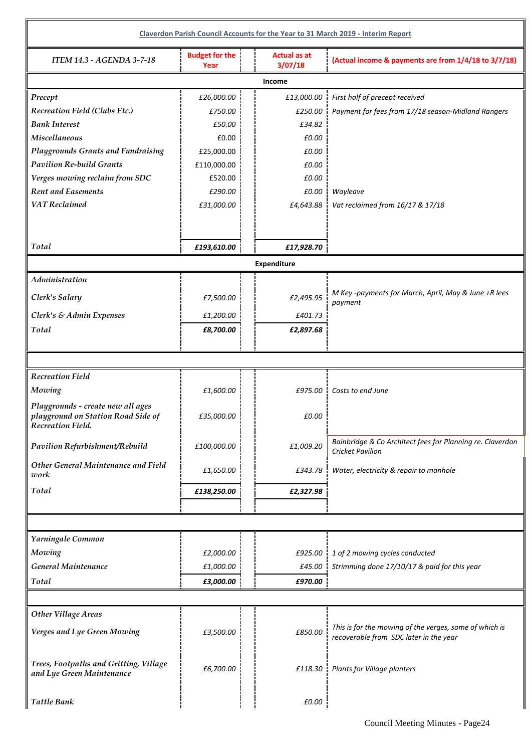## Claverdon Parish Council Accounts for the Year to 31 March 2019 - Interim Report

| ITEM 14.3 - AGENDA 3-7-18 | Budget for the Year | Actual as at 3/07/18 | (Actual income & payments are from 1/4/18 to 3/7/18) |
|---|---|---|---|
| **Income** | | | |
| *Precept* | £26,000.00 | £13,000.00 | First half of precept received |
| *Recreation Field (Clubs Etc.)* | £750.00 | £250.00 | Payment for fees from 17/18 season-Midland Rangers |
| *Bank Interest* | £50.00 | £34.82 | |
| *Miscellaneous* | £0.00 | £0.00 | |
| *Playgrounds Grants and Fundraising* | £25,000.00 | £0.00 | |
| *Pavilion Re-build Grants* | £110,000.00 | £0.00 | |
| *Verges mowing reclaim from SDC* | £520.00 | £0.00 | |
| *Rent and Easements* | £290.00 | £0.00 | Wayleave |
| *VAT Reclaimed* | £31,000.00 | £4,643.88 | Vat reclaimed from 16/17 & 17/18 |
| *Total* | **£193,610.00** | **£17,928.70** | |
| **Expenditure** | | | |
| *Administration* | | | |
| *Clerk's Salary* | £7,500.00 | £2,495.95 | M Key -payments for March, April, May & June +R lees payment |
| *Clerk's & Admin Expenses* | £1,200.00 | £401.73 | |
| *Total* | **£8,700.00** | **£2,897.68** | |
| | | | |
| *Recreation Field* | | | |
| *Mowing* | £1,600.00 | £975.00 | Costs to end June |
| *Playgrounds - create new all ages playground on Station Road Side of Recreation Field.* | £35,000.00 | £0.00 | |
| *Pavilion Refurbishment/Rebuild* | £100,000.00 | £1,009.20 | Bainbridge & Co Architect fees for Planning re. Claverdon Cricket Pavilion |
| *Other General Maintenance and Field work* | £1,650.00 | £343.78 | Water, electricity & repair to manhole |
| *Total* | **£138,250.00** | **£2,327.98** | |
| | | | |
| *Yarningale Common* | | | |
| *Mowing* | £2,000.00 | £925.00 | 1 of 2 mowing cycles conducted |
| *General Maintenance* | £1,000.00 | £45.00 | Strimming done 17/10/17 & paid for this year |
| *Total* | **£3,000.00** | **£970.00** | |
| | | | |
| *Other Village Areas* | | | |
| *Verges and Lye Green Mowing* | £3,500.00 | £850.00 | This is for the mowing of the verges, some of which is recoverable from SDC later in the year |
| *Trees, Footpaths and Gritting, Village and Lye Green Maintenance* | £6,700.00 | £118.30 | Plants for Village planters |
| *Tattle Bank* | | £0.00 | |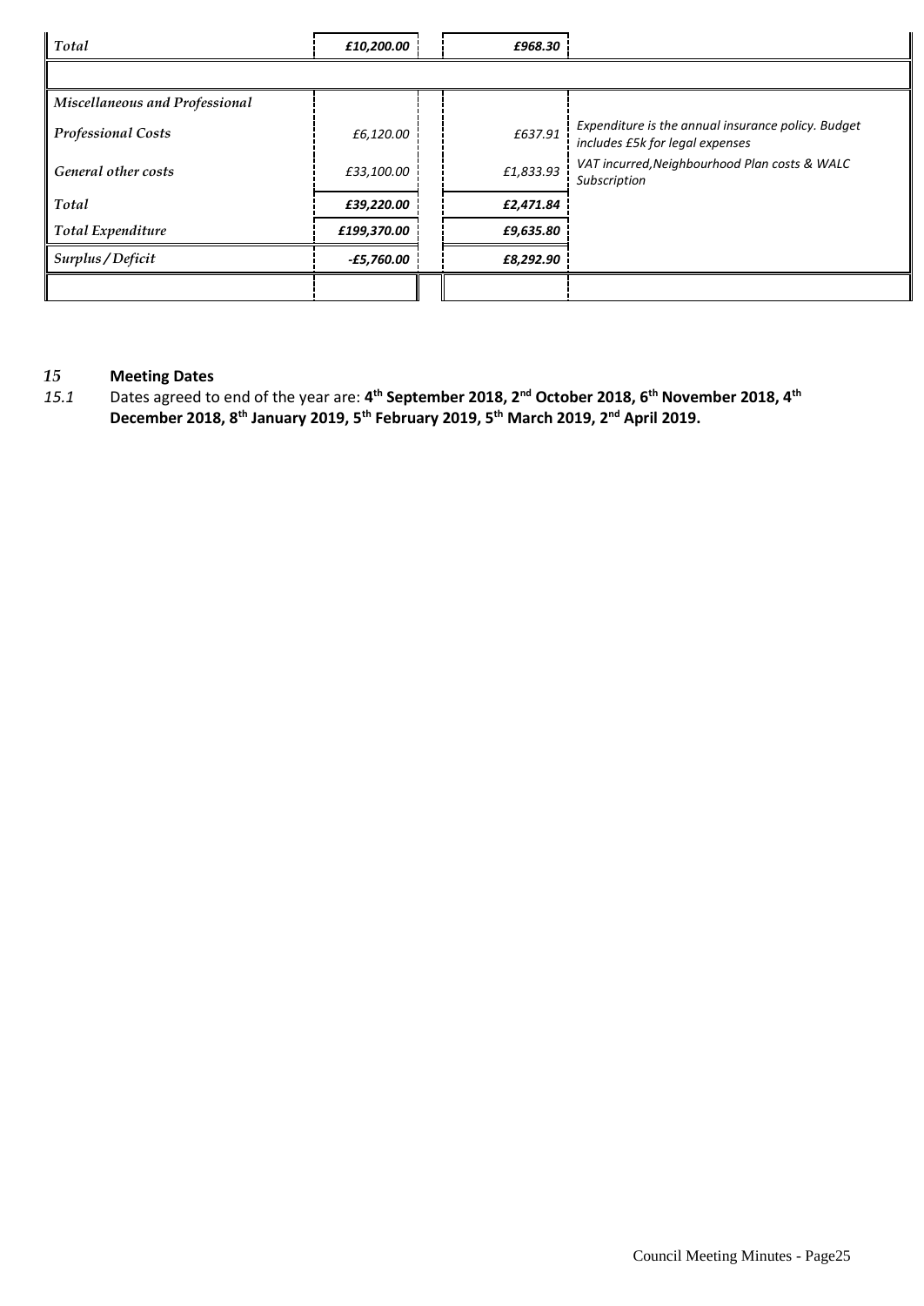| | | | |
|---|---|---|---|
| *Total* | ***£10,200.00*** | ***£968.30*** | |
| | | | |
| *Miscellaneous and Professional* | | | |
| *Professional Costs* | *£6,120.00* | *£637.91* | *Expenditure is the annual insurance policy. Budget includes £5k for legal expenses* |
| *General other costs* | *£33,100.00* | *£1,833.93* | *VAT incurred,Neighbourhood Plan costs & WALC Subscription* |
| *Total* | ***£39,220.00*** | ***£2,471.84*** | |
| *Total Expenditure* | ***£199,370.00*** | ***£9,635.80*** | |
| *Surplus / Deficit* | ***-£5,760.00*** | ***£8,292.90*** | |
| | | | |

## *15* Meeting Dates

*15.1* Dates agreed to end of the year are: **4th September 2018, 2nd October 2018, 6th November 2018, 4th December 2018, 8th January 2019, 5th February 2019, 5th March 2019, 2nd April 2019.**